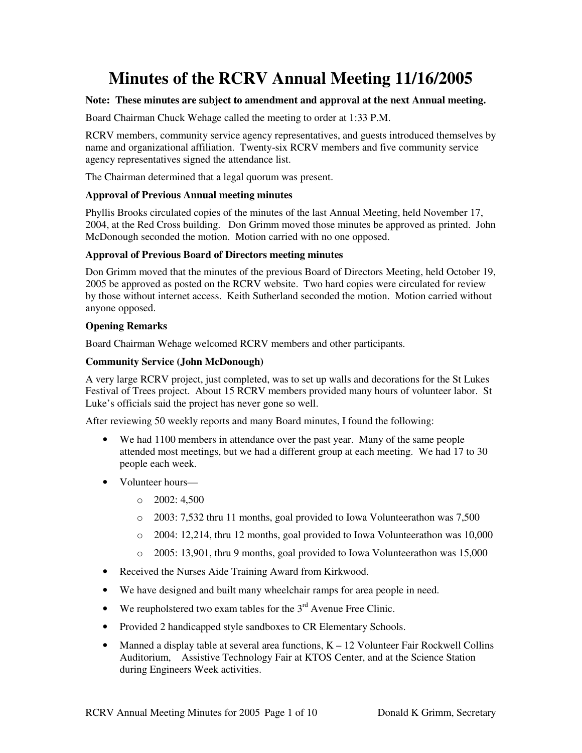# Minutes of the RCRV Annual Meeting 11/16/2005

**Note: These minutes are subject to amendment and approval at the next Annual meeting.**

Board Chairman Chuck Wehage called the meeting to order at 1:33 P.M.

RCRV members, community service agency representatives, and guests introduced themselves by name and organizational affiliation. Twenty-six RCRV members and five community service agency representatives signed the attendance list.

The Chairman determined that a legal quorum was present.

**Approval of Previous Annual meeting minutes**

Phyllis Brooks circulated copies of the minutes of the last Annual Meeting, held November 17, 2004, at the Red Cross building. Don Grimm moved those minutes be approved as printed. John McDonough seconded the motion. Motion carried with no one opposed.

**Approval of Previous Board of Directors meeting minutes**

Don Grimm moved that the minutes of the previous Board of Directors Meeting, held October 19, 2005 be approved as posted on the RCRV website. Two hard copies were circulated for review by those without internet access. Keith Sutherland seconded the motion. Motion carried without anyone opposed.

**Opening Remarks**

Board Chairman Wehage welcomed RCRV members and other participants.

**Community Service (John McDonough)**

A very large RCRV project, just completed, was to set up walls and decorations for the St Lukes Festival of Trees project. About 15 RCRV members provided many hours of volunteer labor. St Luke's officials said the project has never gone so well.

After reviewing 50 weekly reports and many Board minutes, I found the following:

- We had 1100 members in attendance over the past year. Many of the same people attended most meetings, but we had a different group at each meeting. We had 17 to 30 people each week.
- Volunteer hours—
  - 2002: 4,500
  - 2003: 7,532 thru 11 months, goal provided to Iowa Volunteerathon was 7,500
  - 2004: 12,214, thru 12 months, goal provided to Iowa Volunteerathon was 10,000
  - 2005: 13,901, thru 9 months, goal provided to Iowa Volunteerathon was 15,000
- Received the Nurses Aide Training Award from Kirkwood.
- We have designed and built many wheelchair ramps for area people in need.
- We reupholstered two exam tables for the 3rd Avenue Free Clinic.
- Provided 2 handicapped style sandboxes to CR Elementary Schools.
- Manned a display table at several area functions, K – 12 Volunteer Fair Rockwell Collins Auditorium, Assistive Technology Fair at KTOS Center, and at the Science Station during Engineers Week activities.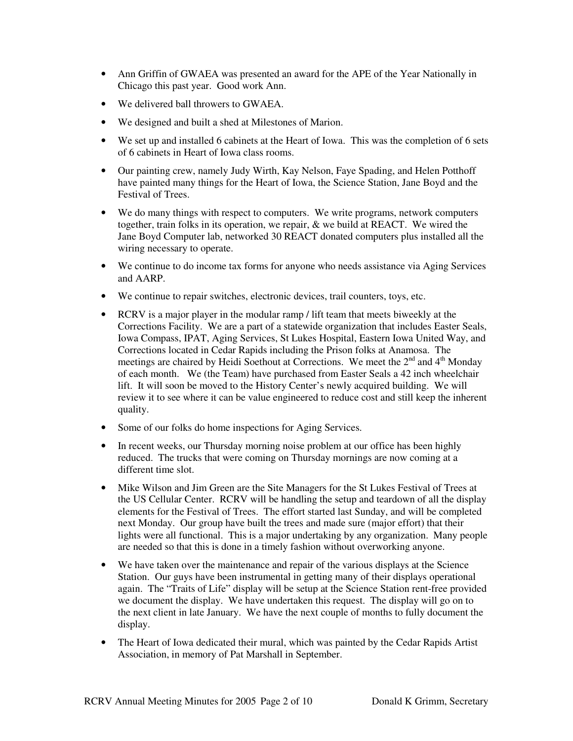- Ann Griffin of GWAEA was presented an award for the APE of the Year Nationally in Chicago this past year. Good work Ann.
- We delivered ball throwers to GWAEA.
- We designed and built a shed at Milestones of Marion.
- We set up and installed 6 cabinets at the Heart of Iowa. This was the completion of 6 sets of 6 cabinets in Heart of Iowa class rooms.
- Our painting crew, namely Judy Wirth, Kay Nelson, Faye Spading, and Helen Potthoff have painted many things for the Heart of Iowa, the Science Station, Jane Boyd and the Festival of Trees.
- We do many things with respect to computers. We write programs, network computers together, train folks in its operation, we repair, & we build at REACT. We wired the Jane Boyd Computer lab, networked 30 REACT donated computers plus installed all the wiring necessary to operate.
- We continue to do income tax forms for anyone who needs assistance via Aging Services and AARP.
- We continue to repair switches, electronic devices, trail counters, toys, etc.
- RCRV is a major player in the modular ramp / lift team that meets biweekly at the Corrections Facility. We are a part of a statewide organization that includes Easter Seals, Iowa Compass, IPAT, Aging Services, St Lukes Hospital, Eastern Iowa United Way, and Corrections located in Cedar Rapids including the Prison folks at Anamosa. The meetings are chaired by Heidi Soethout at Corrections. We meet the 2nd and 4th Monday of each month. We (the Team) have purchased from Easter Seals a 42 inch wheelchair lift. It will soon be moved to the History Center's newly acquired building. We will review it to see where it can be value engineered to reduce cost and still keep the inherent quality.
- Some of our folks do home inspections for Aging Services.
- In recent weeks, our Thursday morning noise problem at our office has been highly reduced. The trucks that were coming on Thursday mornings are now coming at a different time slot.
- Mike Wilson and Jim Green are the Site Managers for the St Lukes Festival of Trees at the US Cellular Center. RCRV will be handling the setup and teardown of all the display elements for the Festival of Trees. The effort started last Sunday, and will be completed next Monday. Our group have built the trees and made sure (major effort) that their lights were all functional. This is a major undertaking by any organization. Many people are needed so that this is done in a timely fashion without overworking anyone.
- We have taken over the maintenance and repair of the various displays at the Science Station. Our guys have been instrumental in getting many of their displays operational again. The "Traits of Life" display will be setup at the Science Station rent-free provided we document the display. We have undertaken this request. The display will go on to the next client in late January. We have the next couple of months to fully document the display.
- The Heart of Iowa dedicated their mural, which was painted by the Cedar Rapids Artist Association, in memory of Pat Marshall in September.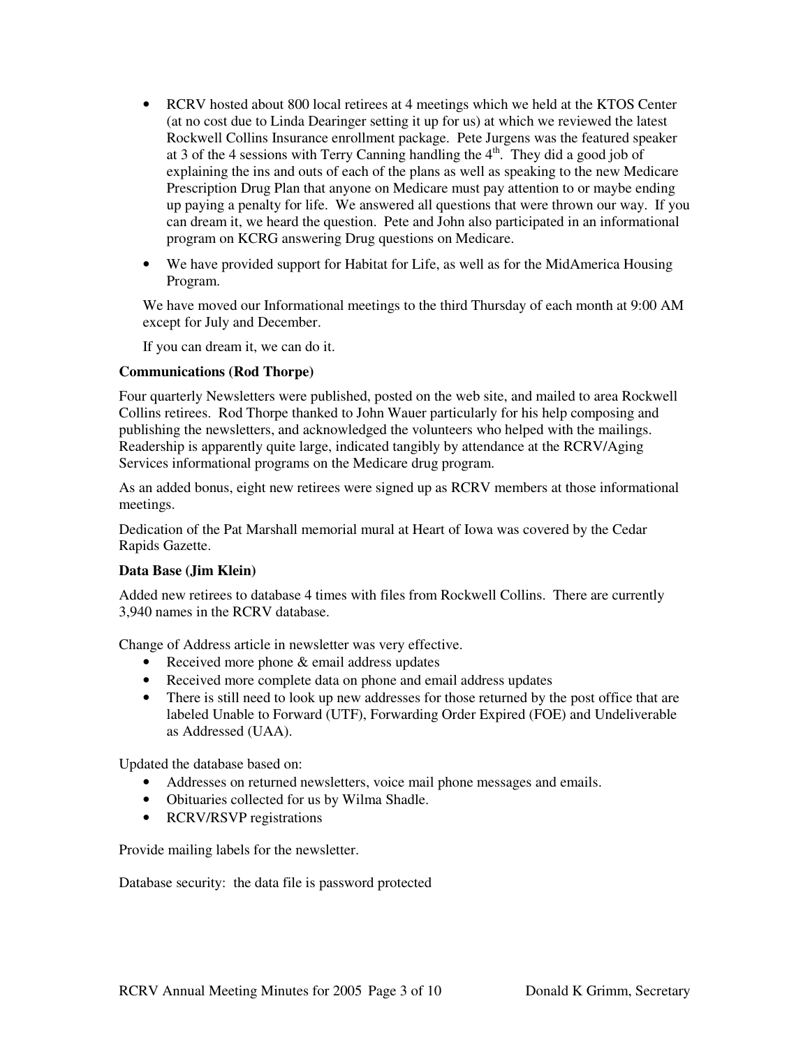- RCRV hosted about 800 local retirees at 4 meetings which we held at the KTOS Center (at no cost due to Linda Dearinger setting it up for us) at which we reviewed the latest Rockwell Collins Insurance enrollment package. Pete Jurgens was the featured speaker at 3 of the 4 sessions with Terry Canning handling the 4th. They did a good job of explaining the ins and outs of each of the plans as well as speaking to the new Medicare Prescription Drug Plan that anyone on Medicare must pay attention to or maybe ending up paying a penalty for life. We answered all questions that were thrown our way. If you can dream it, we heard the question. Pete and John also participated in an informational program on KCRG answering Drug questions on Medicare.

- We have provided support for Habitat for Life, as well as for the MidAmerica Housing Program.

We have moved our Informational meetings to the third Thursday of each month at 9:00 AM except for July and December.

If you can dream it, we can do it.

**Communications (Rod Thorpe)**

Four quarterly Newsletters were published, posted on the web site, and mailed to area Rockwell Collins retirees. Rod Thorpe thanked to John Wauer particularly for his help composing and publishing the newsletters, and acknowledged the volunteers who helped with the mailings. Readership is apparently quite large, indicated tangibly by attendance at the RCRV/Aging Services informational programs on the Medicare drug program.

As an added bonus, eight new retirees were signed up as RCRV members at those informational meetings.

Dedication of the Pat Marshall memorial mural at Heart of Iowa was covered by the Cedar Rapids Gazette.

**Data Base (Jim Klein)**

Added new retirees to database 4 times with files from Rockwell Collins. There are currently 3,940 names in the RCRV database.

Change of Address article in newsletter was very effective.

- Received more phone & email address updates
- Received more complete data on phone and email address updates
- There is still need to look up new addresses for those returned by the post office that are labeled Unable to Forward (UTF), Forwarding Order Expired (FOE) and Undeliverable as Addressed (UAA).

Updated the database based on:

- Addresses on returned newsletters, voice mail phone messages and emails.
- Obituaries collected for us by Wilma Shadle.
- RCRV/RSVP registrations

Provide mailing labels for the newsletter.

Database security: the data file is password protected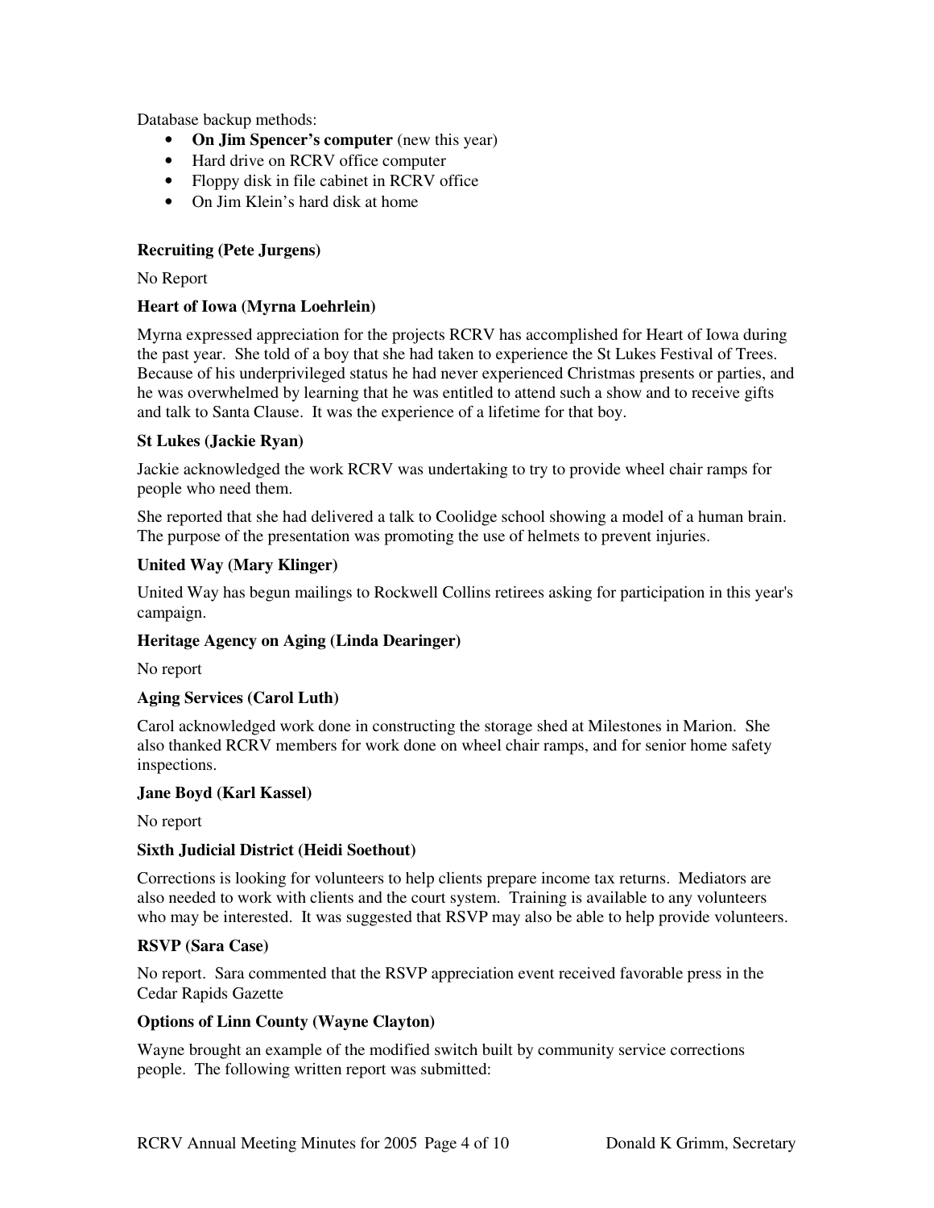Database backup methods:

- **On Jim Spencer's computer** (new this year)
- Hard drive on RCRV office computer
- Floppy disk in file cabinet in RCRV office
- On Jim Klein's hard disk at home

**Recruiting (Pete Jurgens)**

No Report

**Heart of Iowa (Myrna Loehrlein)**

Myrna expressed appreciation for the projects RCRV has accomplished for Heart of Iowa during the past year. She told of a boy that she had taken to experience the St Lukes Festival of Trees. Because of his underprivileged status he had never experienced Christmas presents or parties, and he was overwhelmed by learning that he was entitled to attend such a show and to receive gifts and talk to Santa Clause. It was the experience of a lifetime for that boy.

**St Lukes (Jackie Ryan)**

Jackie acknowledged the work RCRV was undertaking to try to provide wheel chair ramps for people who need them.

She reported that she had delivered a talk to Coolidge school showing a model of a human brain. The purpose of the presentation was promoting the use of helmets to prevent injuries.

**United Way (Mary Klinger)**

United Way has begun mailings to Rockwell Collins retirees asking for participation in this year's campaign.

**Heritage Agency on Aging (Linda Dearinger)**

No report

**Aging Services (Carol Luth)**

Carol acknowledged work done in constructing the storage shed at Milestones in Marion. She also thanked RCRV members for work done on wheel chair ramps, and for senior home safety inspections.

**Jane Boyd (Karl Kassel)**

No report

**Sixth Judicial District (Heidi Soethout)**

Corrections is looking for volunteers to help clients prepare income tax returns. Mediators are also needed to work with clients and the court system. Training is available to any volunteers who may be interested. It was suggested that RSVP may also be able to help provide volunteers.

**RSVP (Sara Case)**

No report. Sara commented that the RSVP appreciation event received favorable press in the Cedar Rapids Gazette

**Options of Linn County (Wayne Clayton)**

Wayne brought an example of the modified switch built by community service corrections people. The following written report was submitted: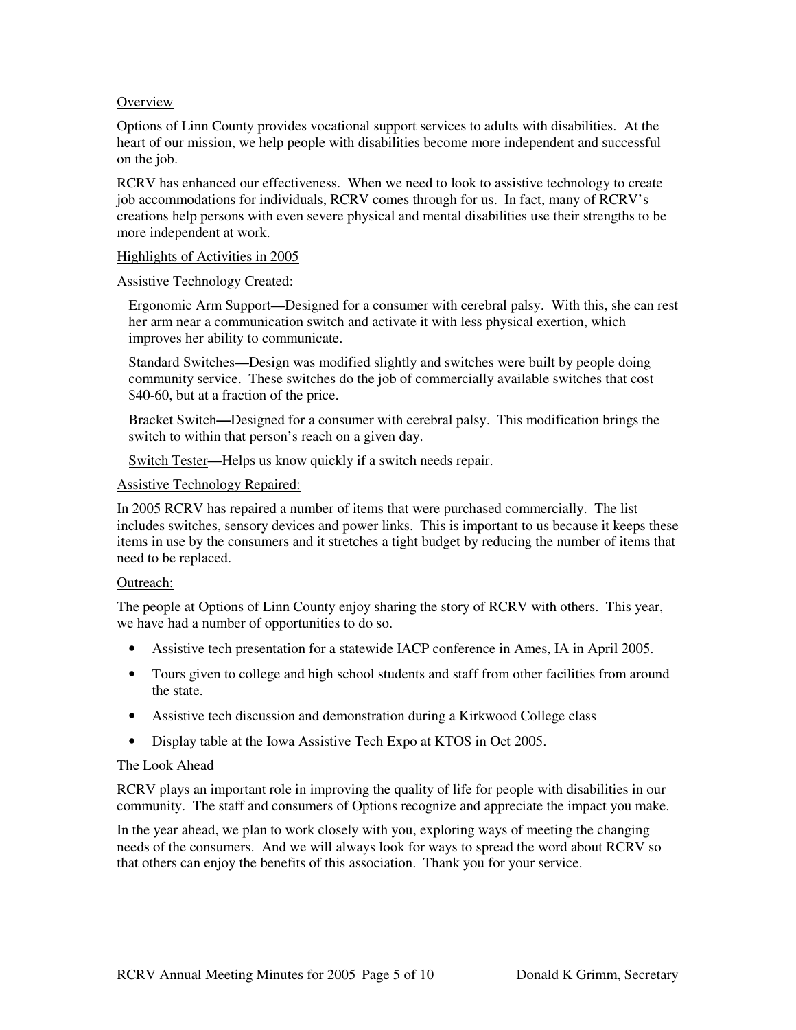<u>Overview</u>

Options of Linn County provides vocational support services to adults with disabilities. At the heart of our mission, we help people with disabilities become more independent and successful on the job.

RCRV has enhanced our effectiveness. When we need to look to assistive technology to create job accommodations for individuals, RCRV comes through for us. In fact, many of RCRV's creations help persons with even severe physical and mental disabilities use their strengths to be more independent at work.

<u>Highlights of Activities in 2005</u>

<u>Assistive Technology Created:</u>

<u>Ergonomic Arm Support</u>**—**Designed for a consumer with cerebral palsy. With this, she can rest her arm near a communication switch and activate it with less physical exertion, which improves her ability to communicate.

<u>Standard Switches</u>**—**Design was modified slightly and switches were built by people doing community service. These switches do the job of commercially available switches that cost $40-60, but at a fraction of the price.

<u>Bracket Switch</u>**—**Designed for a consumer with cerebral palsy. This modification brings the switch to within that person's reach on a given day.

<u>Switch Tester</u>**—**Helps us know quickly if a switch needs repair.

<u>Assistive Technology Repaired:</u>

In 2005 RCRV has repaired a number of items that were purchased commercially. The list includes switches, sensory devices and power links. This is important to us because it keeps these items in use by the consumers and it stretches a tight budget by reducing the number of items that need to be replaced.

<u>Outreach:</u>

The people at Options of Linn County enjoy sharing the story of RCRV with others. This year, we have had a number of opportunities to do so.

- Assistive tech presentation for a statewide IACP conference in Ames, IA in April 2005.
- Tours given to college and high school students and staff from other facilities from around the state.
- Assistive tech discussion and demonstration during a Kirkwood College class
- Display table at the Iowa Assistive Tech Expo at KTOS in Oct 2005.

<u>The Look Ahead</u>

RCRV plays an important role in improving the quality of life for people with disabilities in our community. The staff and consumers of Options recognize and appreciate the impact you make.

In the year ahead, we plan to work closely with you, exploring ways of meeting the changing needs of the consumers. And we will always look for ways to spread the word about RCRV so that others can enjoy the benefits of this association. Thank you for your service.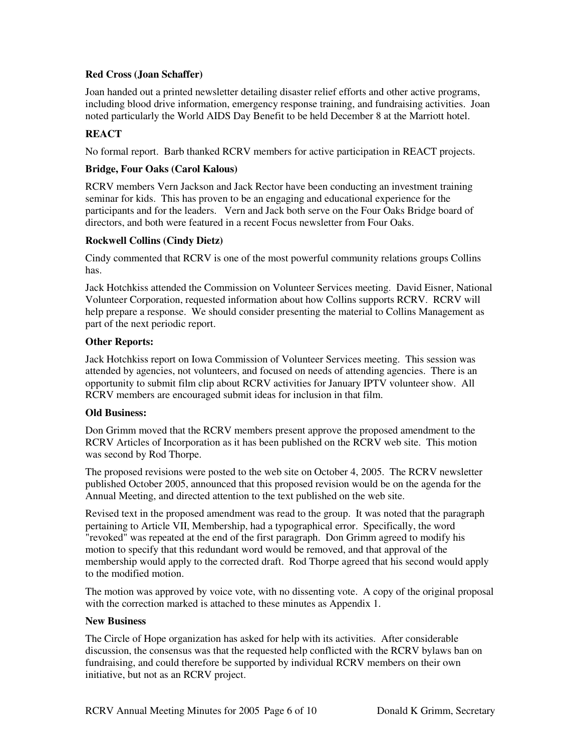**Red Cross (Joan Schaffer)**

Joan handed out a printed newsletter detailing disaster relief efforts and other active programs, including blood drive information, emergency response training, and fundraising activities. Joan noted particularly the World AIDS Day Benefit to be held December 8 at the Marriott hotel.

**REACT**

No formal report. Barb thanked RCRV members for active participation in REACT projects.

**Bridge, Four Oaks (Carol Kalous)**

RCRV members Vern Jackson and Jack Rector have been conducting an investment training seminar for kids. This has proven to be an engaging and educational experience for the participants and for the leaders. Vern and Jack both serve on the Four Oaks Bridge board of directors, and both were featured in a recent Focus newsletter from Four Oaks.

**Rockwell Collins (Cindy Dietz)**

Cindy commented that RCRV is one of the most powerful community relations groups Collins has.

Jack Hotchkiss attended the Commission on Volunteer Services meeting. David Eisner, National Volunteer Corporation, requested information about how Collins supports RCRV. RCRV will help prepare a response. We should consider presenting the material to Collins Management as part of the next periodic report.

**Other Reports:**

Jack Hotchkiss report on Iowa Commission of Volunteer Services meeting. This session was attended by agencies, not volunteers, and focused on needs of attending agencies. There is an opportunity to submit film clip about RCRV activities for January IPTV volunteer show. All RCRV members are encouraged submit ideas for inclusion in that film.

**Old Business:**

Don Grimm moved that the RCRV members present approve the proposed amendment to the RCRV Articles of Incorporation as it has been published on the RCRV web site. This motion was second by Rod Thorpe.

The proposed revisions were posted to the web site on October 4, 2005. The RCRV newsletter published October 2005, announced that this proposed revision would be on the agenda for the Annual Meeting, and directed attention to the text published on the web site.

Revised text in the proposed amendment was read to the group. It was noted that the paragraph pertaining to Article VII, Membership, had a typographical error. Specifically, the word "revoked" was repeated at the end of the first paragraph. Don Grimm agreed to modify his motion to specify that this redundant word would be removed, and that approval of the membership would apply to the corrected draft. Rod Thorpe agreed that his second would apply to the modified motion.

The motion was approved by voice vote, with no dissenting vote. A copy of the original proposal with the correction marked is attached to these minutes as Appendix 1.

**New Business**

The Circle of Hope organization has asked for help with its activities. After considerable discussion, the consensus was that the requested help conflicted with the RCRV bylaws ban on fundraising, and could therefore be supported by individual RCRV members on their own initiative, but not as an RCRV project.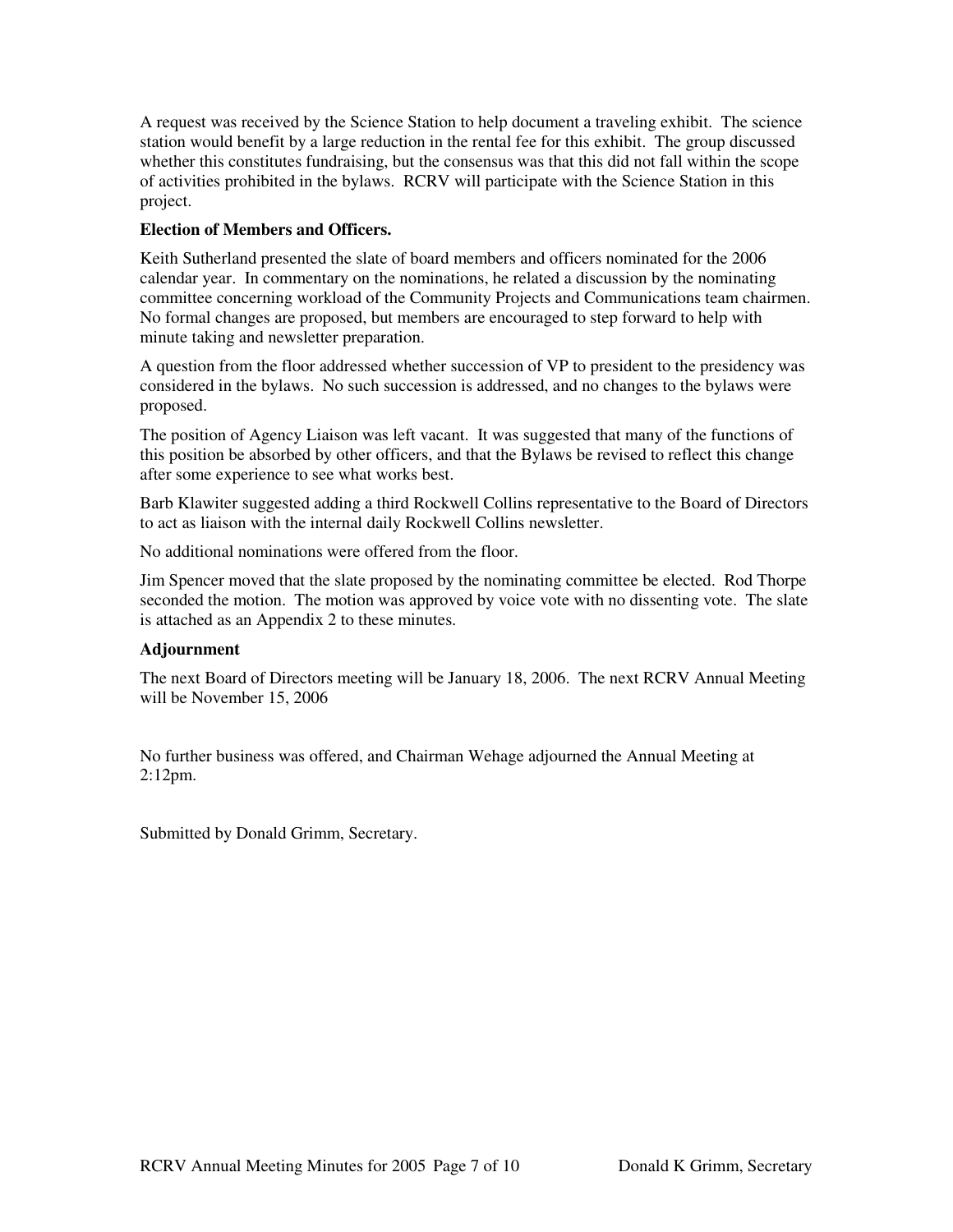A request was received by the Science Station to help document a traveling exhibit. The science station would benefit by a large reduction in the rental fee for this exhibit. The group discussed whether this constitutes fundraising, but the consensus was that this did not fall within the scope of activities prohibited in the bylaws. RCRV will participate with the Science Station in this project.

**Election of Members and Officers.**

Keith Sutherland presented the slate of board members and officers nominated for the 2006 calendar year. In commentary on the nominations, he related a discussion by the nominating committee concerning workload of the Community Projects and Communications team chairmen. No formal changes are proposed, but members are encouraged to step forward to help with minute taking and newsletter preparation.

A question from the floor addressed whether succession of VP to president to the presidency was considered in the bylaws. No such succession is addressed, and no changes to the bylaws were proposed.

The position of Agency Liaison was left vacant. It was suggested that many of the functions of this position be absorbed by other officers, and that the Bylaws be revised to reflect this change after some experience to see what works best.

Barb Klawiter suggested adding a third Rockwell Collins representative to the Board of Directors to act as liaison with the internal daily Rockwell Collins newsletter.

No additional nominations were offered from the floor.

Jim Spencer moved that the slate proposed by the nominating committee be elected. Rod Thorpe seconded the motion. The motion was approved by voice vote with no dissenting vote. The slate is attached as an Appendix 2 to these minutes.

**Adjournment**

The next Board of Directors meeting will be January 18, 2006. The next RCRV Annual Meeting will be November 15, 2006

No further business was offered, and Chairman Wehage adjourned the Annual Meeting at 2:12pm.

Submitted by Donald Grimm, Secretary.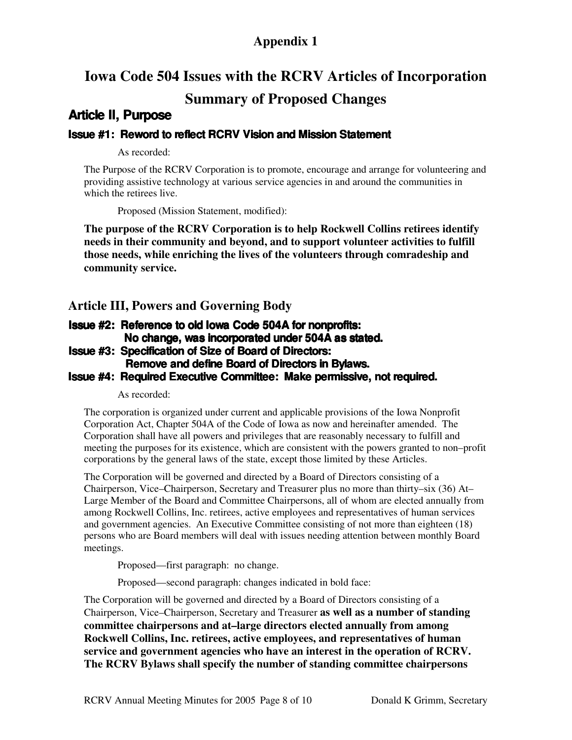# Appendix 1

# Iowa Code 504 Issues with the RCRV Articles of Incorporation

# Summary of Proposed Changes

## Article II, Purpose

### Issue #1: Reword to reflect RCRV Vision and Mission Statement

As recorded:

The Purpose of the RCRV Corporation is to promote, encourage and arrange for volunteering and providing assistive technology at various service agencies in and around the communities in which the retirees live.

Proposed (Mission Statement, modified):

**The purpose of the RCRV Corporation is to help Rockwell Collins retirees identify needs in their community and beyond, and to support volunteer activities to fulfill those needs, while enriching the lives of the volunteers through comradeship and community service.**

## Article III, Powers and Governing Body

### Issue #2: Reference to old Iowa Code 504A for nonprofits: No change, was incorporated under 504A as stated.

### Issue #3: Specification of Size of Board of Directors: Remove and define Board of Directors in Bylaws.

### Issue #4: Required Executive Committee: Make permissive, not required.

As recorded:

The corporation is organized under current and applicable provisions of the Iowa Nonprofit Corporation Act, Chapter 504A of the Code of Iowa as now and hereinafter amended. The Corporation shall have all powers and privileges that are reasonably necessary to fulfill and meeting the purposes for its existence, which are consistent with the powers granted to non–profit corporations by the general laws of the state, except those limited by these Articles.

The Corporation will be governed and directed by a Board of Directors consisting of a Chairperson, Vice–Chairperson, Secretary and Treasurer plus no more than thirty–six (36) At–Large Member of the Board and Committee Chairpersons, all of whom are elected annually from among Rockwell Collins, Inc. retirees, active employees and representatives of human services and government agencies. An Executive Committee consisting of not more than eighteen (18) persons who are Board members will deal with issues needing attention between monthly Board meetings.

Proposed—first paragraph: no change.

Proposed—second paragraph: changes indicated in bold face:

The Corporation will be governed and directed by a Board of Directors consisting of a Chairperson, Vice–Chairperson, Secretary and Treasurer **as well as a number of standing committee chairpersons and at–large directors elected annually from among Rockwell Collins, Inc. retirees, active employees, and representatives of human service and government agencies who have an interest in the operation of RCRV. The RCRV Bylaws shall specify the number of standing committee chairpersons**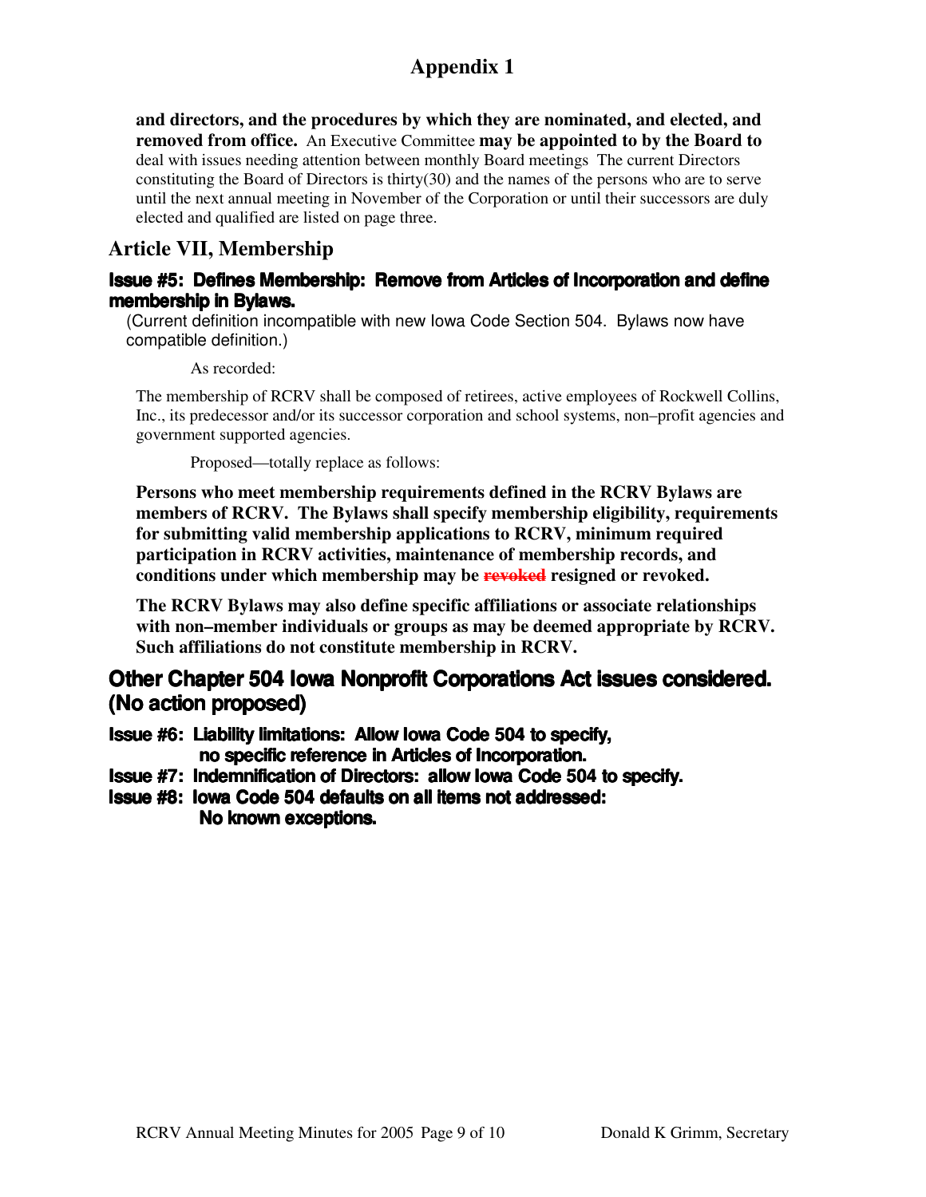# Appendix 1

**and directors, and the procedures by which they are nominated, and elected, and removed from office.** An Executive Committee **may be appointed to by the Board to** deal with issues needing attention between monthly Board meetings The current Directors constituting the Board of Directors is thirty(30) and the names of the persons who are to serve until the next annual meeting in November of the Corporation or until their successors are duly elected and qualified are listed on page three.

## Article VII, Membership

### Issue #5: Defines Membership: Remove from Articles of Incorporation and define membership in Bylaws.

(Current definition incompatible with new Iowa Code Section 504. Bylaws now have compatible definition.)

As recorded:

The membership of RCRV shall be composed of retirees, active employees of Rockwell Collins, Inc., its predecessor and/or its successor corporation and school systems, non–profit agencies and government supported agencies.

Proposed—totally replace as follows:

**Persons who meet membership requirements defined in the RCRV Bylaws are members of RCRV. The Bylaws shall specify membership eligibility, requirements for submitting valid membership applications to RCRV, minimum required participation in RCRV activities, maintenance of membership records, and conditions under which membership may be ~~revoked~~ resigned or revoked.**

**The RCRV Bylaws may also define specific affiliations or associate relationships with non–member individuals or groups as may be deemed appropriate by RCRV. Such affiliations do not constitute membership in RCRV.**

## Other Chapter 504 Iowa Nonprofit Corporations Act issues considered. (No action proposed)

**Issue #6: Liability limitations: Allow Iowa Code 504 to specify, no specific reference in Articles of Incorporation.**

**Issue #7: Indemnification of Directors: allow Iowa Code 504 to specify.**

**Issue #8: Iowa Code 504 defaults on all items not addressed: No known exceptions.**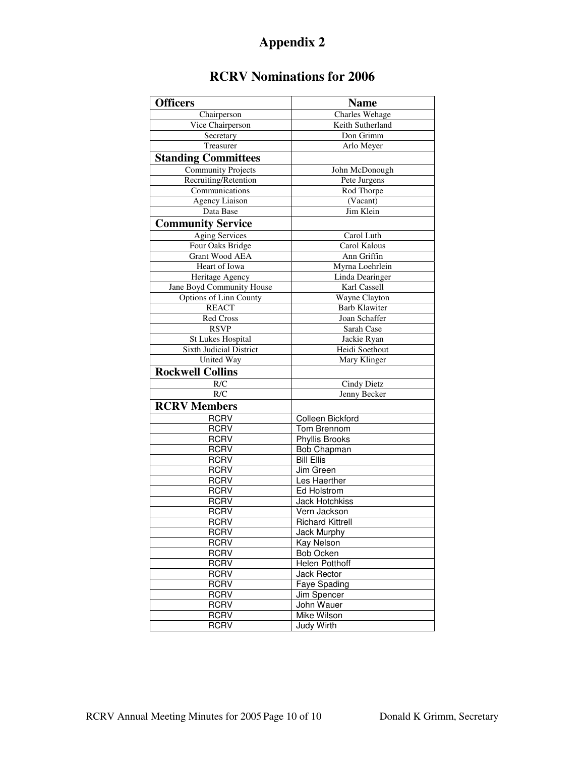# Appendix 2

## RCRV Nominations for 2006

| Officers | Name |
|---|---|
| Chairperson | Charles Wehage |
| Vice Chairperson | Keith Sutherland |
| Secretary | Don Grimm |
| Treasurer | Arlo Meyer |
| **Standing Committees** | |
| Community Projects | John McDonough |
| Recruiting/Retention | Pete Jurgens |
| Communications | Rod Thorpe |
| Agency Liaison | (Vacant) |
| Data Base | Jim Klein |
| **Community Service** | |
| Aging Services | Carol Luth |
| Four Oaks Bridge | Carol Kalous |
| Grant Wood AEA | Ann Griffin |
| Heart of Iowa | Myrna Loehrlein |
| Heritage Agency | Linda Dearinger |
| Jane Boyd Community House | Karl Cassell |
| Options of Linn County | Wayne Clayton |
| REACT | Barb Klawiter |
| Red Cross | Joan Schaffer |
| RSVP | Sarah Case |
| St Lukes Hospital | Jackie Ryan |
| Sixth Judicial District | Heidi Soethout |
| United Way | Mary Klinger |
| **Rockwell Collins** | |
| R/C | Cindy Dietz |
| R/C | Jenny Becker |
| **RCRV Members** | |
| RCRV | Colleen Bickford |
| RCRV | Tom Brennom |
| RCRV | Phyllis Brooks |
| RCRV | Bob Chapman |
| RCRV | Bill Ellis |
| RCRV | Jim Green |
| RCRV | Les Haerther |
| RCRV | Ed Holstrom |
| RCRV | Jack Hotchkiss |
| RCRV | Vern Jackson |
| RCRV | Richard Kittrell |
| RCRV | Jack Murphy |
| RCRV | Kay Nelson |
| RCRV | Bob Ocken |
| RCRV | Helen Potthoff |
| RCRV | Jack Rector |
| RCRV | Faye Spading |
| RCRV | Jim Spencer |
| RCRV | John Wauer |
| RCRV | Mike Wilson |
| RCRV | Judy Wirth |